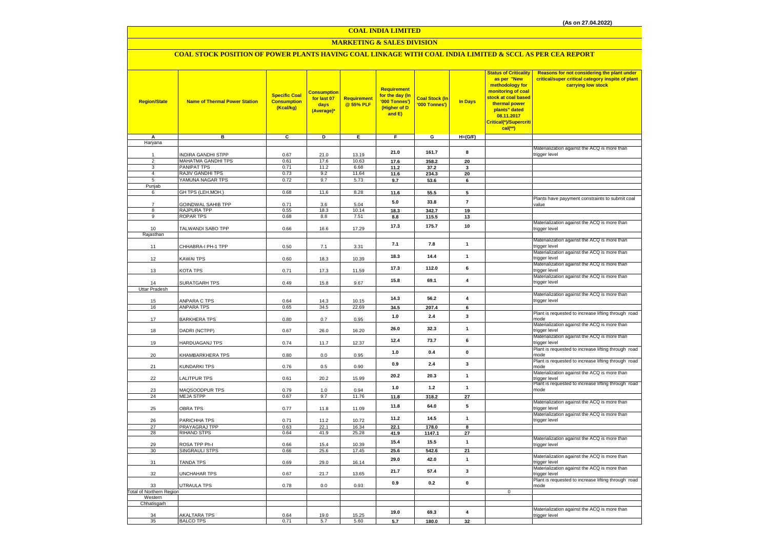(As on 27.04.2022)

# COAL INDIA LIMITED

## MARKETING & SALES DIVISION

### COAL STOCK POSITION OF POWER PLANTS HAVING COAL LINKAGE WITH COAL INDIA LIMITED & SCCL AS PER CEA REPORT

| Region/State | Name of Thermal Power Station | Specific Coal Consumption (Kcal/kg) | Consumption for last 07 days (Average)* | Requirement @ 55% PLF | Requirement for the day (In '000 Tonnes') (Higher of D and E) | Coal Stock (In '000 Tonnes') | In Days | Status of Criticality as per "New methodology for monitoring of coal stock at coal based thermal power plants" dated 08.11.2017 Critical(*)/Supercritical(**) | Reasons for not considering the plant under critical/super critical category inspite of plant carrying low stock |
|---|---|---|---|---|---|---|---|---|---|
| A | B | C | D | E | F | G | H=(G/F) | | |
| Haryana | | | | | | | | | |
| 1 | INDIRA GANDHI STPP | 0.67 | 21.0 | 13.19 | 21.0 | 161.7 | 8 | | Materialization against the ACQ is more than trigger level |
| 2 | MAHATMA GANDHI TPS | 0.61 | 17.6 | 10.63 | 17.6 | 358.2 | 20 | | |
| 3 | PANIPAT TPS | 0.71 | 11.2 | 6.68 | 11.2 | 37.2 | 3 | | |
| 4 | RAJIV GANDHI TPS | 0.73 | 9.2 | 11.64 | 11.6 | 234.3 | 20 | | |
| 5 | YAMUNA NAGAR TPS | 0.72 | 9.7 | 5.73 | 9.7 | 53.6 | 6 | | |
| Punjab | | | | | | | | | |
| 6 | GH TPS (LEH.MOH.) | 0.68 | 11.6 | 8.28 | 11.6 | 55.5 | 5 | | |
| 7 | GOINDWAL SAHIB TPP | 0.71 | 3.6 | 5.04 | 5.0 | 33.8 | 7 | | Plants have payyment constraints to submit coal value |
| 8 | RAJPURA TPP | 0.55 | 18.3 | 10.14 | 18.3 | 342.7 | 19 | | |
| 9 | ROPAR TPS | 0.68 | 8.8 | 7.51 | 8.8 | 115.5 | 13 | | |
| 10 | TALWANDI SABO TPP | 0.66 | 16.6 | 17.29 | 17.3 | 175.7 | 10 | | Materialization against the ACQ is more than trigger level |
| Rajasthan | | | | | | | | | |
| 11 | CHHABRA-I PH-1 TPP | 0.50 | 7.1 | 3.31 | 7.1 | 7.8 | 1 | | Materialization against the ACQ is more than trigger level |
| 12 | KAWAI TPS | 0.60 | 18.3 | 10.39 | 18.3 | 14.4 | 1 | | Materialization against the ACQ is more than trigger level |
| 13 | KOTA TPS | 0.71 | 17.3 | 11.59 | 17.3 | 112.0 | 6 | | Materialization against the ACQ is more than trigger level |
| 14 | SURATGARH TPS | 0.49 | 15.8 | 9.67 | 15.8 | 69.1 | 4 | | Materialization against the ACQ is more than trigger level |
| Uttar Pradesh | | | | | | | | | |
| 15 | ANPARA C TPS | 0.64 | 14.3 | 10.15 | 14.3 | 56.2 | 4 | | Materialization against the ACQ is more than trigger level |
| 16 | ANPARA TPS | 0.65 | 34.5 | 22.69 | 34.5 | 207.4 | 6 | | |
| 17 | BARKHERA TPS | 0.80 | 0.7 | 0.95 | 1.0 | 2.4 | 3 | | Plant is requested to increase lifting through road mode |
| 18 | DADRI (NCTPP) | 0.67 | 26.0 | 16.20 | 26.0 | 32.3 | 1 | | Materialization against the ACQ is more than trigger level |
| 19 | HARDUAGANJ TPS | 0.74 | 11.7 | 12.37 | 12.4 | 73.7 | 6 | | Materialization against the ACQ is more than trigger level |
| 20 | KHAMBARKHERA TPS | 0.80 | 0.0 | 0.95 | 1.0 | 0.4 | 0 | | Plant is requested to increase lifting through road mode |
| 21 | KUNDARKI TPS | 0.76 | 0.5 | 0.90 | 0.9 | 2.4 | 3 | | Plant is requested to increase lifting through road mode |
| 22 | LALITPUR TPS | 0.61 | 20.2 | 15.99 | 20.2 | 20.3 | 1 | | Materialization against the ACQ is more than trigger level |
| 23 | MAQSOODPUR TPS | 0.79 | 1.0 | 0.94 | 1.0 | 1.2 | 1 | | Plant is requested to increase lifting through road mode |
| 24 | MEJA STPP | 0.67 | 9.7 | 11.76 | 11.8 | 318.2 | 27 | | |
| 25 | OBRA TPS | 0.77 | 11.8 | 11.09 | 11.8 | 64.0 | 5 | | Materialization against the ACQ is more than trigger level |
| 26 | PARICHHA TPS | 0.71 | 11.2 | 10.72 | 11.2 | 14.5 | 1 | | Materialization against the ACQ is more than trigger level |
| 27 | PRAYAGRAJ TPP | 0.63 | 22.1 | 16.34 | 22.1 | 178.0 | 8 | | |
| 28 | RIHAND STPS | 0.64 | 41.9 | 25.28 | 41.9 | 1147.1 | 27 | | |
| 29 | ROSA TPP Ph-I | 0.66 | 15.4 | 10.39 | 15.4 | 15.5 | 1 | | Materialization against the ACQ is more than trigger level |
| 30 | SINGRAULI STPS | 0.66 | 25.6 | 17.45 | 25.6 | 542.6 | 21 | | |
| 31 | TANDA TPS | 0.69 | 29.0 | 16.14 | 29.0 | 42.0 | 1 | | Materialization against the ACQ is more than trigger level |
| 32 | UNCHAHAR TPS | 0.67 | 21.7 | 13.65 | 21.7 | 57.4 | 3 | | Materialization against the ACQ is more than trigger level |
| 33 | UTRAULA TPS | 0.78 | 0.0 | 0.93 | 0.9 | 0.2 | 0 | | Plant is requested to increase lifting through road mode |
| Total of Northern Region | | | | | | | | 0 | |
| Western | | | | | | | | | |
| Chhatisgarh | | | | | | | | | |
| 34 | AKALTARA TPS | 0.64 | 19.0 | 15.25 | 19.0 | 69.3 | 4 | | Materialization against the ACQ is more than trigger level |
| 35 | BALCO TPS | 0.71 | 5.7 | 5.60 | 5.7 | 180.0 | 32 | | |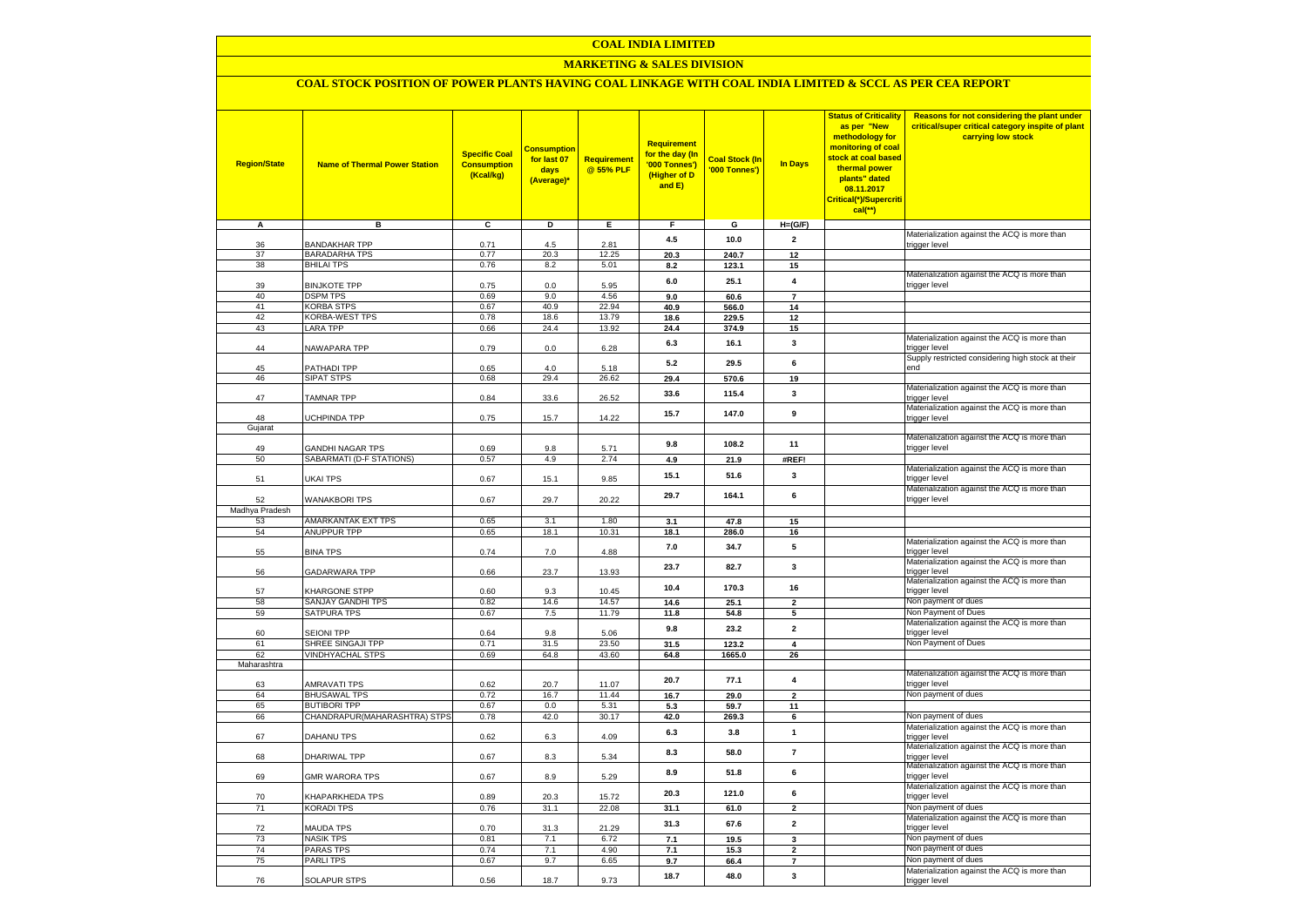# COAL INDIA LIMITED

## MARKETING & SALES DIVISION

### COAL STOCK POSITION OF POWER PLANTS HAVING COAL LINKAGE WITH COAL INDIA LIMITED & SCCL AS PER CEA REPORT

| Region/State | Name of Thermal Power Station | Specific Coal Consumption (Kcal/kg) | Consumption for last 07 days (Average)* | Requirement @ 55% PLF | Requirement for the day (In '000 Tonnes') (Higher of D and E) | Coal Stock (In '000 Tonnes') | In Days | Status of Criticality as per "New methodology for monitoring of coal stock at coal based thermal power plants" dated 08.11.2017 Critical(*)/Supercritical(**) | Reasons for not considering the plant under critical/super critical category inspite of plant carrying low stock |
|---|---|---|---|---|---|---|---|---|---|
| A | B | C | D | E | F | G | H=(G/F) | | |
| 36 | BANDAKHAR TPP | 0.71 | 4.5 | 2.81 | 4.5 | 10.0 | 2 | | Materialization against the ACQ is more than trigger level |
| 37 | BARADARHA TPS | 0.77 | 20.3 | 12.25 | 20.3 | 240.7 | 12 | | |
| 38 | BHILAI TPS | 0.76 | 8.2 | 5.01 | 8.2 | 123.1 | 15 | | |
| 39 | BINJKOTE TPP | 0.75 | 0.0 | 5.95 | 6.0 | 25.1 | 4 | | Materialization against the ACQ is more than trigger level |
| 40 | DSPM TPS | 0.69 | 9.0 | 4.56 | 9.0 | 60.6 | 7 | | |
| 41 | KORBA STPS | 0.67 | 40.9 | 22.94 | 40.9 | 566.0 | 14 | | |
| 42 | KORBA-WEST TPS | 0.78 | 18.6 | 13.79 | 18.6 | 229.5 | 12 | | |
| 43 | LARA TPP | 0.66 | 24.4 | 13.92 | 24.4 | 374.9 | 15 | | |
| 44 | NAWAPARA TPP | 0.79 | 0.0 | 6.28 | 6.3 | 16.1 | 3 | | Materialization against the ACQ is more than trigger level |
| 45 | PATHADI TPP | 0.65 | 4.0 | 5.18 | 5.2 | 29.5 | 6 | | Supply restricted considering high stock at their end |
| 46 | SIPAT STPS | 0.68 | 29.4 | 26.62 | 29.4 | 570.6 | 19 | | |
| 47 | TAMNAR TPP | 0.84 | 33.6 | 26.52 | 33.6 | 115.4 | 3 | | Materialization against the ACQ is more than trigger level |
| 48 | UCHPINDA TPP | 0.75 | 15.7 | 14.22 | 15.7 | 147.0 | 9 | | Materialization against the ACQ is more than trigger level |
| Gujarat | | | | | | | | | |
| 49 | GANDHI NAGAR TPS | 0.69 | 9.8 | 5.71 | 9.8 | 108.2 | 11 | | Materialization against the ACQ is more than trigger level |
| 50 | SABARMATI (D-F STATIONS) | 0.57 | 4.9 | 2.74 | 4.9 | 21.9 | #REF! | | |
| 51 | UKAI TPS | 0.67 | 15.1 | 9.85 | 15.1 | 51.6 | 3 | | Materialization against the ACQ is more than trigger level |
| 52 | WANAKBORI TPS | 0.67 | 29.7 | 20.22 | 29.7 | 164.1 | 6 | | Materialization against the ACQ is more than trigger level |
| Madhya Pradesh | | | | | | | | | |
| 53 | AMARKANTAK EXT TPS | 0.65 | 3.1 | 1.80 | 3.1 | 47.8 | 15 | | |
| 54 | ANUPPUR TPP | 0.65 | 18.1 | 10.31 | 18.1 | 286.0 | 16 | | |
| 55 | BINA TPS | 0.74 | 7.0 | 4.88 | 7.0 | 34.7 | 5 | | Materialization against the ACQ is more than trigger level |
| 56 | GADARWARA TPP | 0.66 | 23.7 | 13.93 | 23.7 | 82.7 | 3 | | Materialization against the ACQ is more than trigger level |
| 57 | KHARGONE STPP | 0.60 | 9.3 | 10.45 | 10.4 | 170.3 | 16 | | Materialization against the ACQ is more than trigger level |
| 58 | SANJAY GANDHI TPS | 0.82 | 14.6 | 14.57 | 14.6 | 25.1 | 2 | | Non payment of dues |
| 59 | SATPURA TPS | 0.67 | 7.5 | 11.79 | 11.8 | 54.8 | 5 | | Non Payment of Dues |
| 60 | SEIONI TPP | 0.64 | 9.8 | 5.06 | 9.8 | 23.2 | 2 | | Materialization against the ACQ is more than trigger level |
| 61 | SHREE SINGAJI TPP | 0.71 | 31.5 | 23.50 | 31.5 | 123.2 | 4 | | Non Payment of Dues |
| 62 | VINDHYACHAL STPS | 0.69 | 64.8 | 43.60 | 64.8 | 1665.0 | 26 | | |
| Maharashtra | | | | | | | | | |
| 63 | AMRAVATI TPS | 0.62 | 20.7 | 11.07 | 20.7 | 77.1 | 4 | | Materialization against the ACQ is more than trigger level |
| 64 | BHUSAWAL TPS | 0.72 | 16.7 | 11.44 | 16.7 | 29.0 | 2 | | Non payment of dues |
| 65 | BUTIBORI TPP | 0.67 | 0.0 | 5.31 | 5.3 | 59.7 | 11 | | |
| 66 | CHANDRAPUR(MAHARASHTRA) STPS | 0.78 | 42.0 | 30.17 | 42.0 | 269.3 | 6 | | Non payment of dues |
| 67 | DAHANU TPS | 0.62 | 6.3 | 4.09 | 6.3 | 3.8 | 1 | | Materialization against the ACQ is more than trigger level |
| 68 | DHARIWAL TPP | 0.67 | 8.3 | 5.34 | 8.3 | 58.0 | 7 | | Materialization against the ACQ is more than trigger level |
| 69 | GMR WARORA TPS | 0.67 | 8.9 | 5.29 | 8.9 | 51.8 | 6 | | Materialization against the ACQ is more than trigger level |
| 70 | KHAPARKHEDA TPS | 0.89 | 20.3 | 15.72 | 20.3 | 121.0 | 6 | | Materialization against the ACQ is more than trigger level |
| 71 | KORADI TPS | 0.76 | 31.1 | 22.08 | 31.1 | 61.0 | 2 | | Non payment of dues |
| 72 | MAUDA TPS | 0.70 | 31.3 | 21.29 | 31.3 | 67.6 | 2 | | Materialization against the ACQ is more than trigger level |
| 73 | NASIK TPS | 0.81 | 7.1 | 6.72 | 7.1 | 19.5 | 3 | | Non payment of dues |
| 74 | PARAS TPS | 0.74 | 7.1 | 4.90 | 7.1 | 15.3 | 2 | | Non payment of dues |
| 75 | PARLI TPS | 0.67 | 9.7 | 6.65 | 9.7 | 66.4 | 7 | | Non payment of dues |
| 76 | SOLAPUR STPS | 0.56 | 18.7 | 9.73 | 18.7 | 48.0 | 3 | | Materialization against the ACQ is more than trigger level |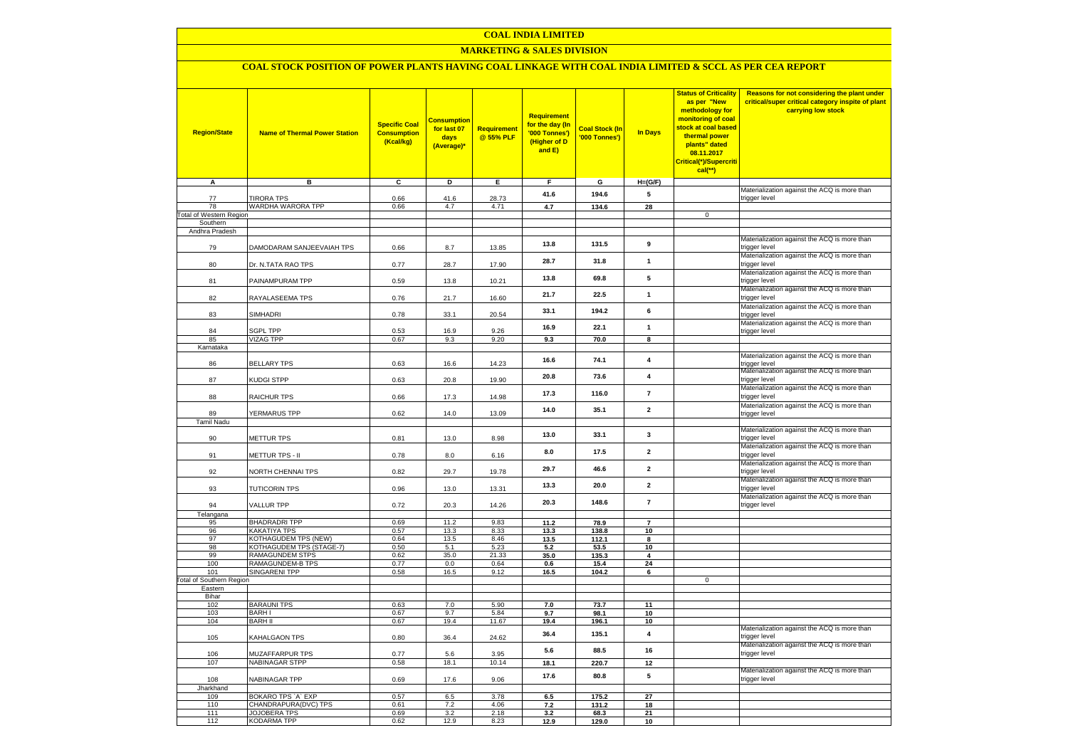# COAL INDIA LIMITED

## MARKETING & SALES DIVISION

### COAL STOCK POSITION OF POWER PLANTS HAVING COAL LINKAGE WITH COAL INDIA LIMITED & SCCL AS PER CEA REPORT

| Region/State | Name of Thermal Power Station | Specific Coal Consumption (Kcal/kg) | Consumption for last 07 days (Average)* | Requirement @ 55% PLF | Requirement for the day (In '000 Tonnes') (Higher of D and E) | Coal Stock (In '000 Tonnes') | In Days | Status of Criticality as per "New methodology for monitoring of coal stock at coal based thermal power plants" dated 08.11.2017 Critical(*)/Supercritical(**) | Reasons for not considering the plant under critical/super critical category inspite of plant carrying low stock |
|---|---|---|---|---|---|---|---|---|---|
| A | B | C | D | E | F | G | H=(G/F) | | |
| 77 | TIRORA TPS | 0.66 | 41.6 | 28.73 | 41.6 | 194.6 | 5 | | Materialization against the ACQ is more than trigger level |
| 78 | WARDHA WARORA TPP | 0.66 | 4.7 | 4.71 | 4.7 | 134.6 | 28 | | |
| Total of Western Region | | | | | | | | 0 | |
| Southern | | | | | | | | | |
| Andhra Pradesh | | | | | | | | | |
| 79 | DAMODARAM SANJEEVAIAH TPS | 0.66 | 8.7 | 13.85 | 13.8 | 131.5 | 9 | | Materialization against the ACQ is more than trigger level |
| 80 | Dr. N.TATA RAO TPS | 0.77 | 28.7 | 17.90 | 28.7 | 31.8 | 1 | | Materialization against the ACQ is more than trigger level |
| 81 | PAINAMPURAM TPP | 0.59 | 13.8 | 10.21 | 13.8 | 69.8 | 5 | | Materialization against the ACQ is more than trigger level |
| 82 | RAYALASEEMA TPS | 0.76 | 21.7 | 16.60 | 21.7 | 22.5 | 1 | | Materialization against the ACQ is more than trigger level |
| 83 | SIMHADRI | 0.78 | 33.1 | 20.54 | 33.1 | 194.2 | 6 | | Materialization against the ACQ is more than trigger level |
| 84 | SGPL TPP | 0.53 | 16.9 | 9.26 | 16.9 | 22.1 | 1 | | Materialization against the ACQ is more than trigger level |
| 85 | VIZAG TPP | 0.67 | 9.3 | 9.20 | 9.3 | 70.0 | 8 | | |
| Karnataka | | | | | | | | | |
| 86 | BELLARY TPS | 0.63 | 16.6 | 14.23 | 16.6 | 74.1 | 4 | | Materialization against the ACQ is more than trigger level |
| 87 | KUDGI STPP | 0.63 | 20.8 | 19.90 | 20.8 | 73.6 | 4 | | Materialization against the ACQ is more than trigger level |
| 88 | RAICHUR TPS | 0.66 | 17.3 | 14.98 | 17.3 | 116.0 | 7 | | Materialization against the ACQ is more than trigger level |
| 89 | YERMARUS TPP | 0.62 | 14.0 | 13.09 | 14.0 | 35.1 | 2 | | Materialization against the ACQ is more than trigger level |
| Tamil Nadu | | | | | | | | | |
| 90 | METTUR TPS | 0.81 | 13.0 | 8.98 | 13.0 | 33.1 | 3 | | Materialization against the ACQ is more than trigger level |
| 91 | METTUR TPS - II | 0.78 | 8.0 | 6.16 | 8.0 | 17.5 | 2 | | Materialization against the ACQ is more than trigger level |
| 92 | NORTH CHENNAI TPS | 0.82 | 29.7 | 19.78 | 29.7 | 46.6 | 2 | | Materialization against the ACQ is more than trigger level |
| 93 | TUTICORIN TPS | 0.96 | 13.0 | 13.31 | 13.3 | 20.0 | 2 | | Materialization against the ACQ is more than trigger level |
| 94 | VALLUR TPP | 0.72 | 20.3 | 14.26 | 20.3 | 148.6 | 7 | | Materialization against the ACQ is more than trigger level |
| Telangana | | | | | | | | | |
| 95 | BHADRADRI TPP | 0.69 | 11.2 | 9.83 | 11.2 | 78.9 | 7 | | |
| 96 | KAKATIYA TPS | 0.57 | 13.3 | 8.33 | 13.3 | 138.8 | 10 | | |
| 97 | KOTHAGUDEM TPS (NEW) | 0.64 | 13.5 | 8.46 | 13.5 | 112.1 | 8 | | |
| 98 | KOTHAGUDEM TPS (STAGE-7) | 0.50 | 5.1 | 5.23 | 5.2 | 53.5 | 10 | | |
| 99 | RAMAGUNDEM STPS | 0.62 | 35.0 | 21.33 | 35.0 | 135.3 | 4 | | |
| 100 | RAMAGUNDEM-B TPS | 0.77 | 0.0 | 0.64 | 0.6 | 15.4 | 24 | | |
| 101 | SINGARENI TPP | 0.58 | 16.5 | 9.12 | 16.5 | 104.2 | 6 | | |
| Total of Southern Region | | | | | | | | 0 | |
| Eastern | | | | | | | | | |
| Bihar | | | | | | | | | |
| 102 | BARAUNI TPS | 0.63 | 7.0 | 5.90 | 7.0 | 73.7 | 11 | | |
| 103 | BARH I | 0.67 | 9.7 | 5.84 | 9.7 | 98.1 | 10 | | |
| 104 | BARH II | 0.67 | 19.4 | 11.67 | 19.4 | 196.1 | 10 | | |
| 105 | KAHALGAON TPS | 0.80 | 36.4 | 24.62 | 36.4 | 135.1 | 4 | | Materialization against the ACQ is more than trigger level |
| 106 | MUZAFFARPUR TPS | 0.77 | 5.6 | 3.95 | 5.6 | 88.5 | 16 | | Materialization against the ACQ is more than trigger level |
| 107 | NABINAGAR STPP | 0.58 | 18.1 | 10.14 | 18.1 | 220.7 | 12 | | |
| 108 | NABINAGAR TPP | 0.69 | 17.6 | 9.06 | 17.6 | 80.8 | 5 | | Materialization against the ACQ is more than trigger level |
| Jharkhand | | | | | | | | | |
| 109 | BOKARO TPS `A` EXP | 0.57 | 6.5 | 3.78 | 6.5 | 175.2 | 27 | | |
| 110 | CHANDRAPURA(DVC) TPS | 0.61 | 7.2 | 4.06 | 7.2 | 131.2 | 18 | | |
| 111 | JOJOBERA TPS | 0.69 | 3.2 | 2.18 | 3.2 | 68.3 | 21 | | |
| 112 | KODARMA TPP | 0.62 | 12.9 | 8.23 | 12.9 | 129.0 | 10 | | |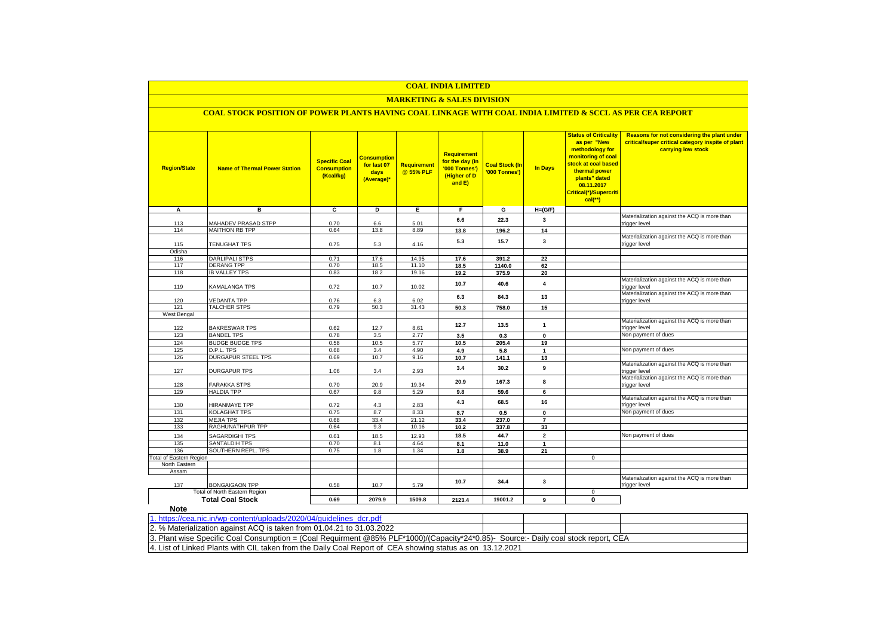# COAL INDIA LIMITED

## MARKETING & SALES DIVISION

### COAL STOCK POSITION OF POWER PLANTS HAVING COAL LINKAGE WITH COAL INDIA LIMITED & SCCL AS PER CEA REPORT

| Region/State | Name of Thermal Power Station | Specific Coal Consumption (Kcal/kg) | Consumption for last 07 days (Average)* | Requirement @ 55% PLF | Requirement for the day (In '000 Tonnes') (Higher of D and E) | Coal Stock (In '000 Tonnes') | In Days | Status of Criticality as per "New methodology for monitoring of coal stock at coal based thermal power plants" dated 08.11.2017 Critical(*)/Supercritical(**) | Reasons for not considering the plant under critical/super critical category inspite of plant carrying low stock |
|---|---|---|---|---|---|---|---|---|---|
| A | B | C | D | E | F | G | H=(G/F) | | |
| 113 | MAHADEV PRASAD STPP | 0.70 | 6.6 | 5.01 | 6.6 | 22.3 | 3 | | Materialization against the ACQ is more than trigger level |
| 114 | MAITHON RB TPP | 0.64 | 13.8 | 8.89 | 13.8 | 196.2 | 14 | | |
| 115 | TENUGHAT TPS | 0.75 | 5.3 | 4.16 | 5.3 | 15.7 | 3 | | Materialization against the ACQ is more than trigger level |
| Odisha | | | | | | | | | |
| 116 | DARLIPALI STPS | 0.71 | 17.6 | 14.95 | 17.6 | 391.2 | 22 | | |
| 117 | DERANG TPP | 0.70 | 18.5 | 11.10 | 18.5 | 1140.0 | 62 | | |
| 118 | IB VALLEY TPS | 0.83 | 18.2 | 19.16 | 19.2 | 375.9 | 20 | | |
| 119 | KAMALANGA TPS | 0.72 | 10.7 | 10.02 | 10.7 | 40.6 | 4 | | Materialization against the ACQ is more than trigger level |
| 120 | VEDANTA TPP | 0.76 | 6.3 | 6.02 | 6.3 | 84.3 | 13 | | Materialization against the ACQ is more than trigger level |
| 121 | TALCHER STPS | 0.79 | 50.3 | 31.43 | 50.3 | 758.0 | 15 | | |
| West Bengal | | | | | | | | | |
| 122 | BAKRESWAR TPS | 0.62 | 12.7 | 8.61 | 12.7 | 13.5 | 1 | | Materialization against the ACQ is more than trigger level |
| 123 | BANDEL TPS | 0.78 | 3.5 | 2.77 | 3.5 | 0.3 | 0 | | Non payment of dues |
| 124 | BUDGE BUDGE TPS | 0.58 | 10.5 | 5.77 | 10.5 | 205.4 | 19 | | |
| 125 | D.P.L. TPS | 0.68 | 3.4 | 4.90 | 4.9 | 5.8 | 1 | | Non payment of dues |
| 126 | DURGAPUR STEEL TPS | 0.69 | 10.7 | 9.16 | 10.7 | 141.1 | 13 | | |
| 127 | DURGAPUR TPS | 1.06 | 3.4 | 2.93 | 3.4 | 30.2 | 9 | | Materialization against the ACQ is more than trigger level |
| 128 | FARAKKA STPS | 0.70 | 20.9 | 19.34 | 20.9 | 167.3 | 8 | | Materialization against the ACQ is more than trigger level |
| 129 | HALDIA TPP | 0.67 | 9.8 | 5.29 | 9.8 | 59.6 | 6 | | |
| 130 | HIRANMAYE TPP | 0.72 | 4.3 | 2.83 | 4.3 | 68.5 | 16 | | Materialization against the ACQ is more than trigger level |
| 131 | KOLAGHAT TPS | 0.75 | 8.7 | 8.33 | 8.7 | 0.5 | 0 | | Non payment of dues |
| 132 | MEJIA TPS | 0.68 | 33.4 | 21.12 | 33.4 | 237.0 | 7 | | |
| 133 | RAGHUNATHPUR TPP | 0.64 | 9.3 | 10.16 | 10.2 | 337.8 | 33 | | |
| 134 | SAGARDIGHI TPS | 0.61 | 18.5 | 12.93 | 18.5 | 44.7 | 2 | | Non payment of dues |
| 135 | SANTALDIH TPS | 0.70 | 8.1 | 4.64 | 8.1 | 11.0 | 1 | | |
| 136 | SOUTHERN REPL. TPS | 0.75 | 1.8 | 1.34 | 1.8 | 38.9 | 21 | | |
| Total of Eastern Region | | | | | | | | 0 | |
| North Eastern | | | | | | | | | |
| Assam | | | | | | | | | |
| 137 | BONGAIGAON TPP | 0.58 | 10.7 | 5.79 | 10.7 | 34.4 | 3 | | Materialization against the ACQ is more than trigger level |
| Total of North Eastern Region | | | | | | | | 0 | |
| **Total Coal Stock** | | 0.69 | 2079.9 | 1509.8 | 2123.4 | 19001.2 | 9 | **0** | |

**Note**

1. https://cea.nic.in/wp-content/uploads/2020/04/guidelines_dcr.pdf
2. % Materialization against ACQ is taken from 01.04.21 to 31.03.2022
3. Plant wise Specific Coal Consumption = (Coal Requirment @85% PLF*1000)/(Capacity*24*0.85)- Source:- Daily coal stock report, CEA
4. List of Linked Plants with CIL taken from the Daily Coal Report of CEA showing status as on 13.12.2021